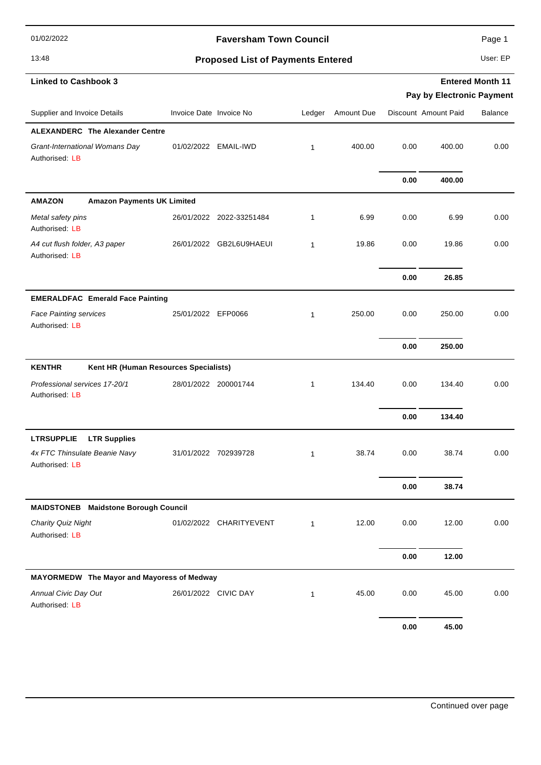# Faversham Town Council

## Proposed List of Payments Entered

01/02/2022

13:48

User: EP

**Linked to Cashbook 3**

**Entered Month 11**

**Pay by Electronic Payment**

| Supplier and Invoice Details | Invoice Date | Invoice No | Ledger | Amount Due | Discount | Amount Paid | Balance |
|---|---|---|---|---|---|---|---|
| **ALEXANDERC The Alexander Centre** | | | | | | | |
| *Grant-International Womans Day* Authorised: LB | 01/02/2022 | EMAIL-IWD | 1 | 400.00 | 0.00 | 400.00 | 0.00 |
| | | | | | **0.00** | **400.00** | |
| **AMAZON Amazon Payments UK Limited** | | | | | | | |
| *Metal safety pins* Authorised: LB | 26/01/2022 | 2022-33251484 | 1 | 6.99 | 0.00 | 6.99 | 0.00 |
| *A4 cut flush folder, A3 paper* Authorised: LB | 26/01/2022 | GB2L6U9HAEUI | 1 | 19.86 | 0.00 | 19.86 | 0.00 |
| | | | | | **0.00** | **26.85** | |
| **EMERALDFAC Emerald Face Painting** | | | | | | | |
| *Face Painting services* Authorised: LB | 25/01/2022 | EFP0066 | 1 | 250.00 | 0.00 | 250.00 | 0.00 |
| | | | | | **0.00** | **250.00** | |
| **KENTHR Kent HR (Human Resources Specialists)** | | | | | | | |
| *Professional services 17-20/1* Authorised: LB | 28/01/2022 | 200001744 | 1 | 134.40 | 0.00 | 134.40 | 0.00 |
| | | | | | **0.00** | **134.40** | |
| **LTRSUPPLIE LTR Supplies** | | | | | | | |
| *4x FTC Thinsulate Beanie Navy* Authorised: LB | 31/01/2022 | 702939728 | 1 | 38.74 | 0.00 | 38.74 | 0.00 |
| | | | | | **0.00** | **38.74** | |
| **MAIDSTONEB Maidstone Borough Council** | | | | | | | |
| *Charity Quiz Night* Authorised: LB | 01/02/2022 | CHARITYEVENT | 1 | 12.00 | 0.00 | 12.00 | 0.00 |
| | | | | | **0.00** | **12.00** | |
| **MAYORMEDW The Mayor and Mayoress of Medway** | | | | | | | |
| *Annual Civic Day Out* Authorised: LB | 26/01/2022 | CIVIC DAY | 1 | 45.00 | 0.00 | 45.00 | 0.00 |
| | | | | | **0.00** | **45.00** | |

Continued over page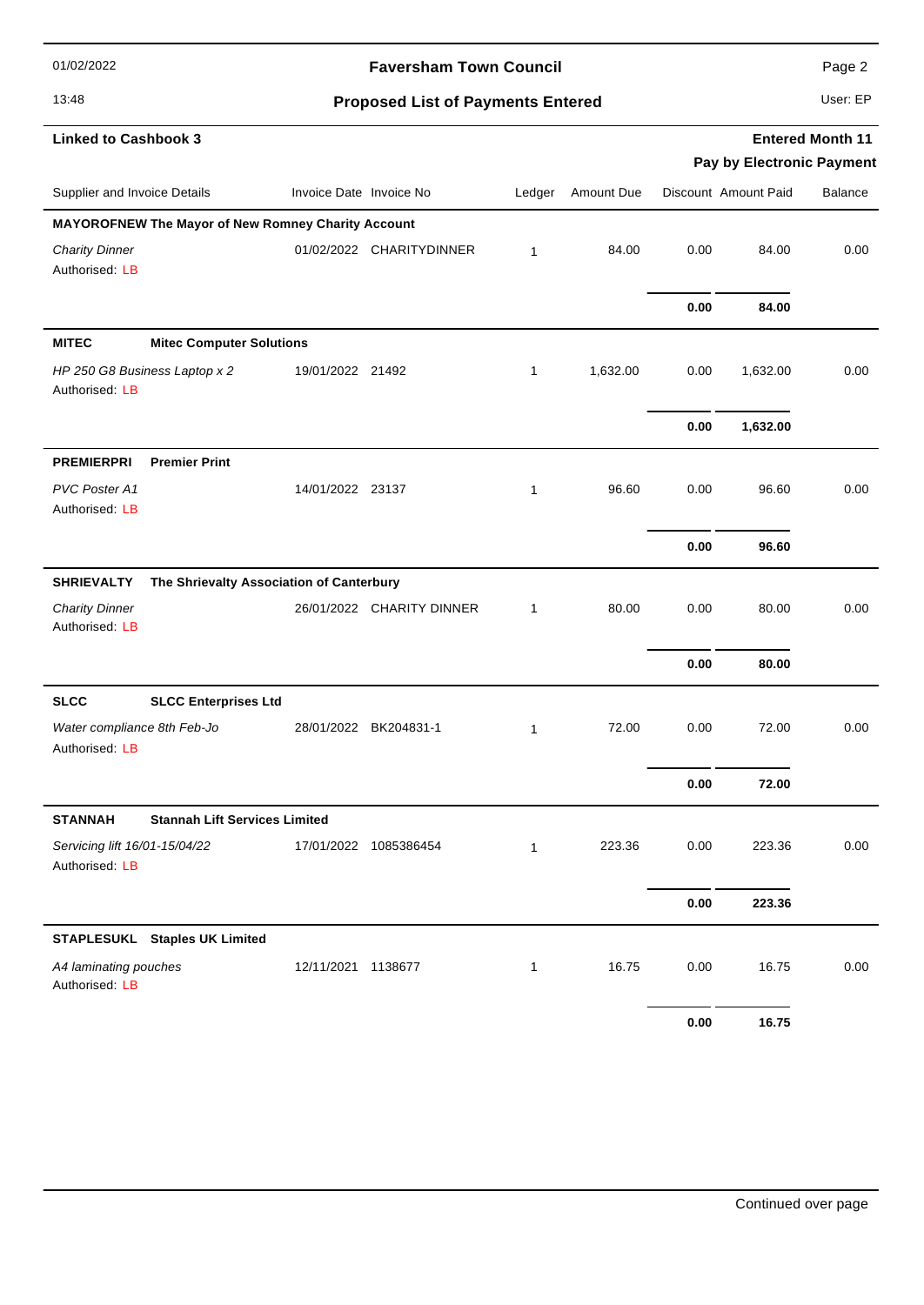**Faversham Town Council**

**Proposed List of Payments Entered**

**Linked to Cashbook 3** — **Entered Month 11**

**Pay by Electronic Payment**

| Supplier and Invoice Details | Invoice Date | Invoice No | Ledger | Amount Due | Discount | Amount Paid | Balance |
|---|---|---|---|---|---|---|---|
| **MAYOROFNEW The Mayor of New Romney Charity Account** | | | | | | | |
| *Charity Dinner* Authorised: LB | 01/02/2022 | CHARITYDINNER | 1 | 84.00 | 0.00 | 84.00 | 0.00 |
| | | | | | **0.00** | **84.00** | |
| **MITEC** **Mitec Computer Solutions** | | | | | | | |
| *HP 250 G8 Business Laptop x 2* Authorised: LB | 19/01/2022 | 21492 | 1 | 1,632.00 | 0.00 | 1,632.00 | 0.00 |
| | | | | | **0.00** | **1,632.00** | |
| **PREMIERPRI** **Premier Print** | | | | | | | |
| *PVC Poster A1* Authorised: LB | 14/01/2022 | 23137 | 1 | 96.60 | 0.00 | 96.60 | 0.00 |
| | | | | | **0.00** | **96.60** | |
| **SHRIEVALTY** **The Shrievalty Association of Canterbury** | | | | | | | |
| *Charity Dinner* Authorised: LB | 26/01/2022 | CHARITY DINNER | 1 | 80.00 | 0.00 | 80.00 | 0.00 |
| | | | | | **0.00** | **80.00** | |
| **SLCC** **SLCC Enterprises Ltd** | | | | | | | |
| *Water compliance 8th Feb-Jo* Authorised: LB | 28/01/2022 | BK204831-1 | 1 | 72.00 | 0.00 | 72.00 | 0.00 |
| | | | | | **0.00** | **72.00** | |
| **STANNAH** **Stannah Lift Services Limited** | | | | | | | |
| *Servicing lift 16/01-15/04/22* Authorised: LB | 17/01/2022 | 1085386454 | 1 | 223.36 | 0.00 | 223.36 | 0.00 |
| | | | | | **0.00** | **223.36** | |
| **STAPLESUKL** **Staples UK Limited** | | | | | | | |
| *A4 laminating pouches* Authorised: LB | 12/11/2021 | 1138677 | 1 | 16.75 | 0.00 | 16.75 | 0.00 |
| | | | | | **0.00** | **16.75** | |

Continued over page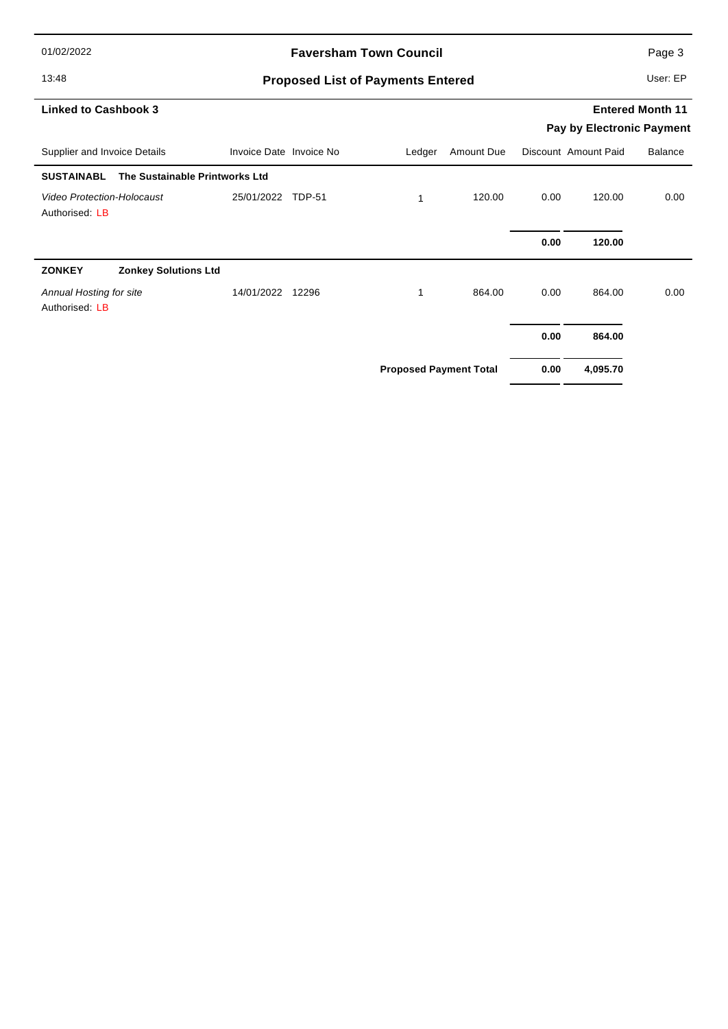**Faversham Town Council**

**Proposed List of Payments Entered**

01/02/2022 13:48 User: EP

**Linked to Cashbook 3**

**Entered Month 11**

**Pay by Electronic Payment**

| Supplier and Invoice Details | Invoice Date | Invoice No | Ledger | Amount Due | Discount | Amount Paid | Balance |
|---|---|---|---|---|---|---|---|
| **SUSTAINABL The Sustainable Printworks Ltd** | | | | | | | |
| *Video Protection-Holocaust* Authorised: LB | 25/01/2022 | TDP-51 | 1 | 120.00 | 0.00 | 120.00 | 0.00 |
| | | | | | **0.00** | **120.00** | |
| **ZONKEY Zonkey Solutions Ltd** | | | | | | | |
| *Annual Hosting for site* Authorised: LB | 14/01/2022 | 12296 | 1 | 864.00 | 0.00 | 864.00 | 0.00 |
| | | | | | **0.00** | **864.00** | |
| | | | **Proposed Payment Total** | | **0.00** | **4,095.70** | |